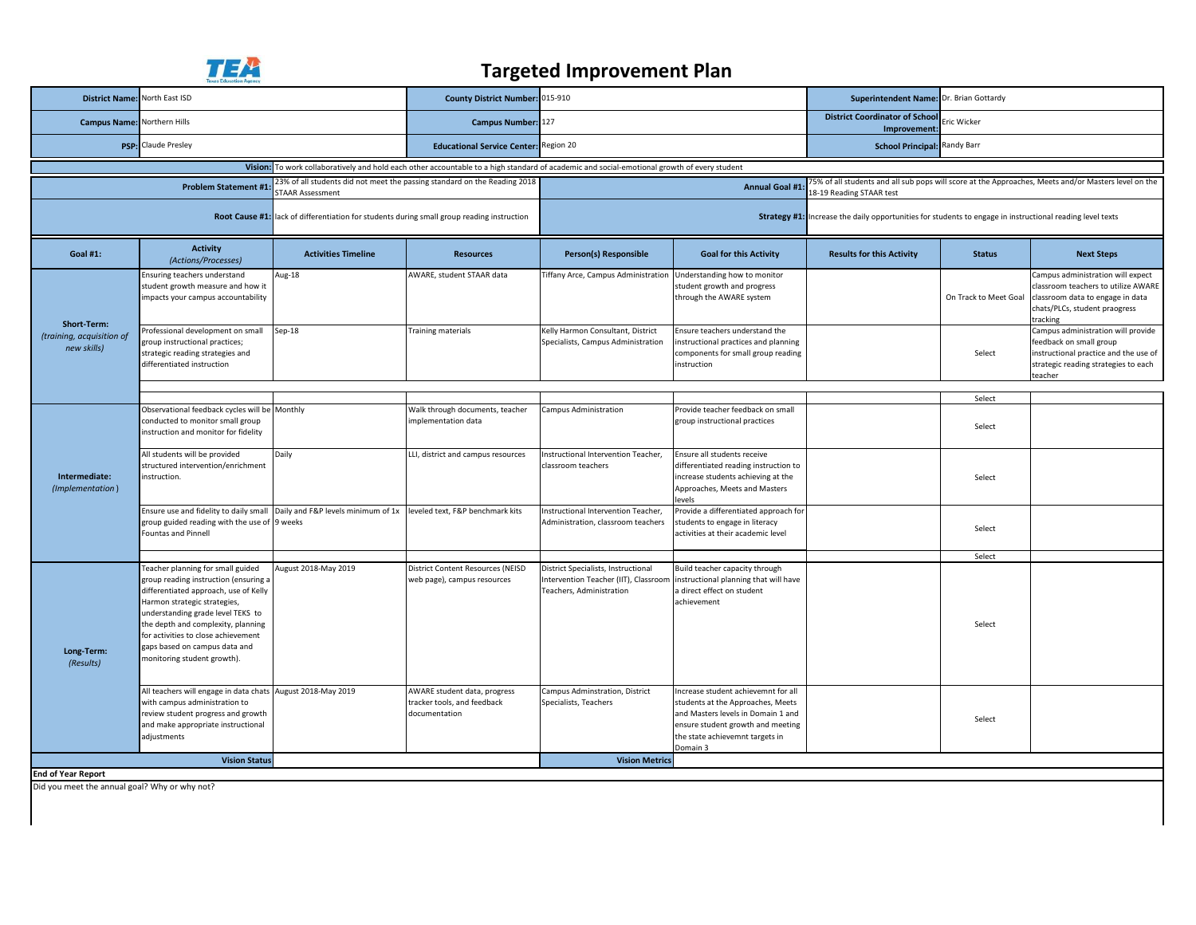# Targeted Improvement Plan

| | | | | | |
|---|---|---|---|---|---|
| **District Name:** | North East ISD | **County District Number:** | 015-910 | **Superintendent Name:** | Dr. Brian Gottardy |
| **Campus Name:** | Northern Hills | **Campus Number:** | 127 | **District Coordinator of School Improvement:** | Eric Wicker |
| **PSP:** | Claude Presley | **Educational Service Center:** | Region 20 | **School Principal:** | Randy Barr |

**Vision:** To work collaboratively and hold each other accountable to a high standard of academic and social-emotional growth of every student

| | | | |
|---|---|---|---|
| **Problem Statement #1:** | 23% of all students did not meet the passing standard on the Reading 2018 STAAR Assessment | **Annual Goal #1:** | 75% of all students and all sub pops will score at the Approaches, Meets and/or Masters level on the 18-19 Reading STAAR test |
| **Root Cause #1:** | lack of differentiation for students during small group reading instruction | **Strategy #1:** | Increase the daily opportunities for students to engage in instructional reading level texts |

| Goal #1: | Activity *(Actions/Processes)* | Activities Timeline | Resources | Person(s) Responsible | Goal for this Activity | Results for this Activity | Status | Next Steps |
|---|---|---|---|---|---|---|---|---|
| **Short-Term:** *(training, acquisition of new skills)* | Ensuring teachers understand student growth measure and how it impacts your campus accountability | Aug-18 | AWARE, student STAAR data | Tiffany Arce, Campus Administration | Understanding how to monitor student growth and progress through the AWARE system | | On Track to Meet Goal | Campus administration will expect classroom teachers to utilize AWARE classroom data to engage in data chats/PLCs, student praogress tracking |
| | Professional development on small group instructional practices; strategic reading strategies and differentiated instruction | Sep-18 | Training materials | Kelly Harmon Consultant, District Specialists, Campus Administration | Ensure teachers understand the instructional practices and planning components for small group reading instruction | | Select | Campus administration will provide feedback on small group instructional practice and the use of strategic reading strategies to each teacher |
| | | | | | | | Select | |
| **Intermediate:** *(Implementation)* | Observational feedback cycles will be conducted to monitor small group instruction and monitor for fidelity | Monthly | Walk through documents, teacher implementation data | Campus Administration | Provide teacher feedback on small group instructional practices | | Select | |
| | All students will be provided structured intervention/enrichment instruction. | Daily | LLI, district and campus resources | Instructional Intervention Teacher, classroom teachers | Ensure all students receive differentiated reading instruction to increase students achieving at the Approaches, Meets and Masters levels | | Select | |
| | Ensure use and fidelity to daily small group guided reading with the use of Fountas and Pinnell | Daily and F&P levels minimum of 1x 9 weeks | leveled text, F&P benchmark kits | Instructional Intervention Teacher, Administration, classroom teachers | Provide a differentiated approach for students to engage in literacy activities at their academic level | | Select | |
| | | | | | | | Select | |
| **Long-Term:** *(Results)* | Teacher planning for small guided group reading instruction (ensuring a differentiated approach, use of Kelly Harmon strategic strategies, understanding grade level TEKS to the depth and complexity, planning for activities to close achievement gaps based on campus data and monitoring student growth). | August 2018-May 2019 | District Content Resources (NEISD web page), campus resources | District Specialists, Instructional Intervention Teacher (IIT), Classroom Teachers, Administration | Build teacher capacity through instructional planning that will have a direct effect on student achievement | | Select | |
| | All teachers will engage in data chats with campus administration to review student progress and growth and make appropriate instructional adjustments | August 2018-May 2019 | AWARE student data, progress tracker tools, and feedback documentation | Campus Adminstration, District Specialists, Teachers | Increase student achievemnt for all students at the Approaches, Meets and Masters levels in Domain 1 and ensure student growth and meeting the state achievemnt targets in Domain 3 | | Select | |
| | **Vision Status** | | | **Vision Metrics** | | | | |

**End of Year Report**

Did you meet the annual goal? Why or why not?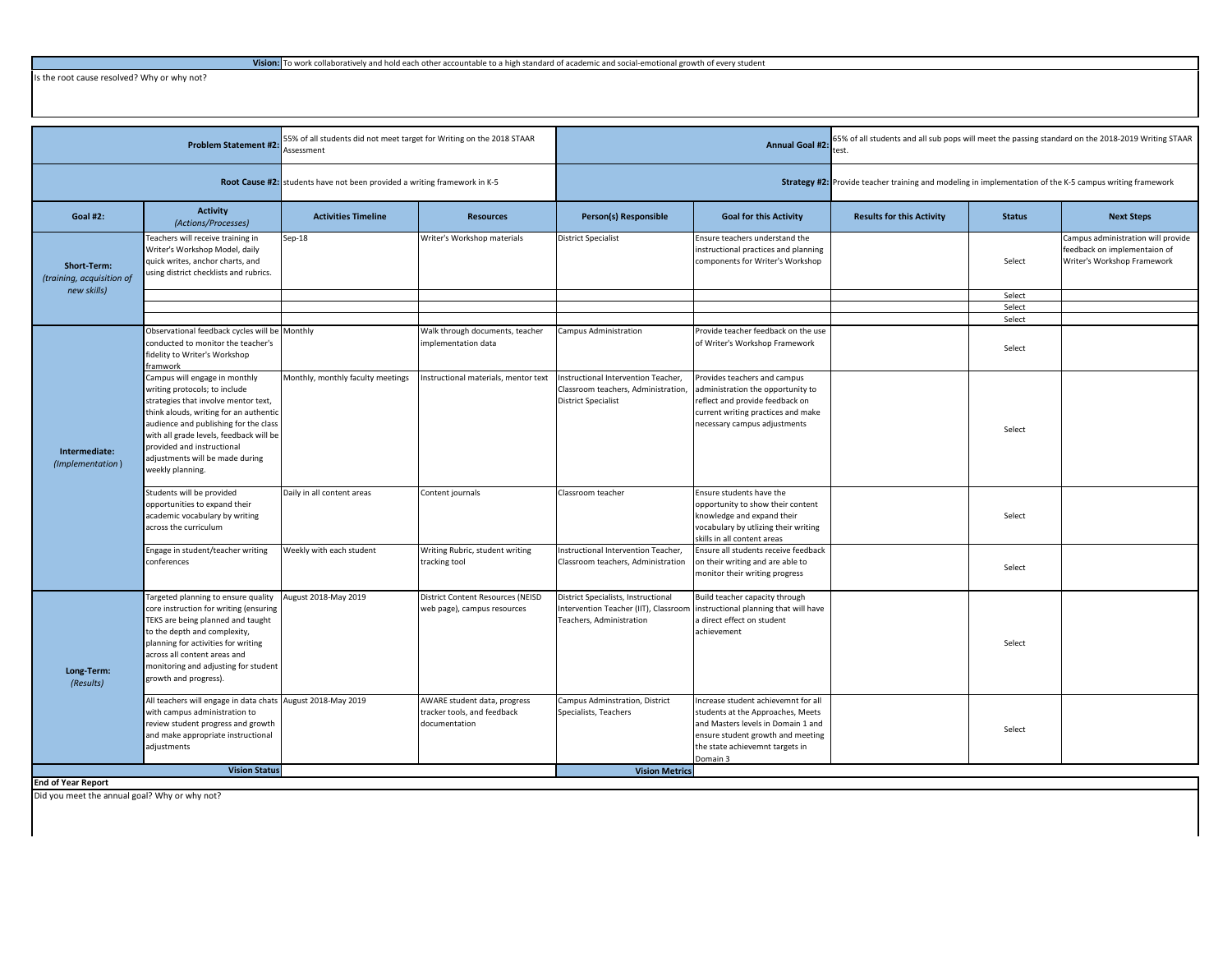**Vision:** To work collaboratively and hold each other accountable to a high standard of academic and social-emotional growth of every student

Is the root cause resolved? Why or why not?

| | **Problem Statement #2:** | 55% of all students did not meet target for Writing on the 2018 STAAR Assessment | | | **Annual Goal #2:** | 65% of all students and all sub pops will meet the passing standard on the 2018-2019 Writing STAAR test. | | |
|---|---|---|---|---|---|---|---|---|
| | **Root Cause #2:** | students have not been provided a writing framework in K-5 | | | **Strategy #2:** | Provide teacher training and modeling in implementation of the K-5 campus writing framework | | |
| **Goal #2:** | **Activity** *(Actions/Processes)* | **Activities Timeline** | **Resources** | **Person(s) Responsible** | **Goal for this Activity** | **Results for this Activity** | **Status** | **Next Steps** |
| **Short-Term:** *(training, acquisition of new skills)* | Teachers will receive training in Writer's Workshop Model, daily quick writes, anchor charts, and using district checklists and rubrics. | Sep-18 | Writer's Workshop materials | District Specialist | Ensure teachers understand the instructional practices and planning components for Writer's Workshop | | Select | Campus administration will provide feedback on implementaion of Writer's Workshop Framework |
| | | | | | | | Select | |
| | | | | | | | Select | |
| | | | | | | | Select | |
| **Intermediate:** *(Implementation)* | Observational feedback cycles will be conducted to monitor the teacher's fidelity to Writer's Workshop framwork | Monthly | Walk through documents, teacher implementation data | Campus Administration | Provide teacher feedback on the use of Writer's Workshop Framework | | Select | |
| | Campus will engage in monthly writing protocols; to include strategies that involve mentor text, think alouds, writing for an authentic audience and publishing for the class with all grade levels, feedback will be provided and instructional adjustments will be made during weekly planning. | Monthly, monthly faculty meetings | Instructional materials, mentor text | Instructional Intervention Teacher, Classroom teachers, Administration, District Specialist | Provides teachers and campus administration the opportunity to reflect and provide feedback on current writing practices and make necessary campus adjustments | | Select | |
| | Students will be provided opportunities to expand their academic vocabulary by writing across the curriculum | Daily in all content areas | Content journals | Classroom teacher | Ensure students have the opportunity to show their content knowledge and expand their vocabulary by utlizing their writing skills in all content areas | | Select | |
| | Engage in student/teacher writing conferences | Weekly with each student | Writing Rubric, student writing tracking tool | Instructional Intervention Teacher, Classroom teachers, Administration | Ensure all students receive feedback on their writing and are able to monitor their writing progress | | Select | |
| **Long-Term:** *(Results)* | Targeted planning to ensure quality core instruction for writing (ensuring TEKS are being planned and taught to the depth and complexity, planning for activities for writing across all content areas and monitoring and adjusting for student growth and progress). | August 2018-May 2019 | District Content Resources (NEISD web page), campus resources | District Specialists, Instructional Intervention Teacher (IIT), Classroom Teachers, Administration | Build teacher capacity through instructional planning that will have a direct effect on student achievement | | Select | |
| | All teachers will engage in data chats with campus administration to review student progress and growth and make appropriate instructional adjustments | August 2018-May 2019 | AWARE student data, progress tracker tools, and feedback documentation | Campus Adminstration, District Specialists, Teachers | Increase student achievemnt for all students at the Approaches, Meets and Masters levels in Domain 1 and ensure student growth and meeting the state achievemnt targets in Domain 3 | | Select | |
| | **Vision Status** | | | **Vision Metrics** | | | | |

**End of Year Report**

Did you meet the annual goal? Why or why not?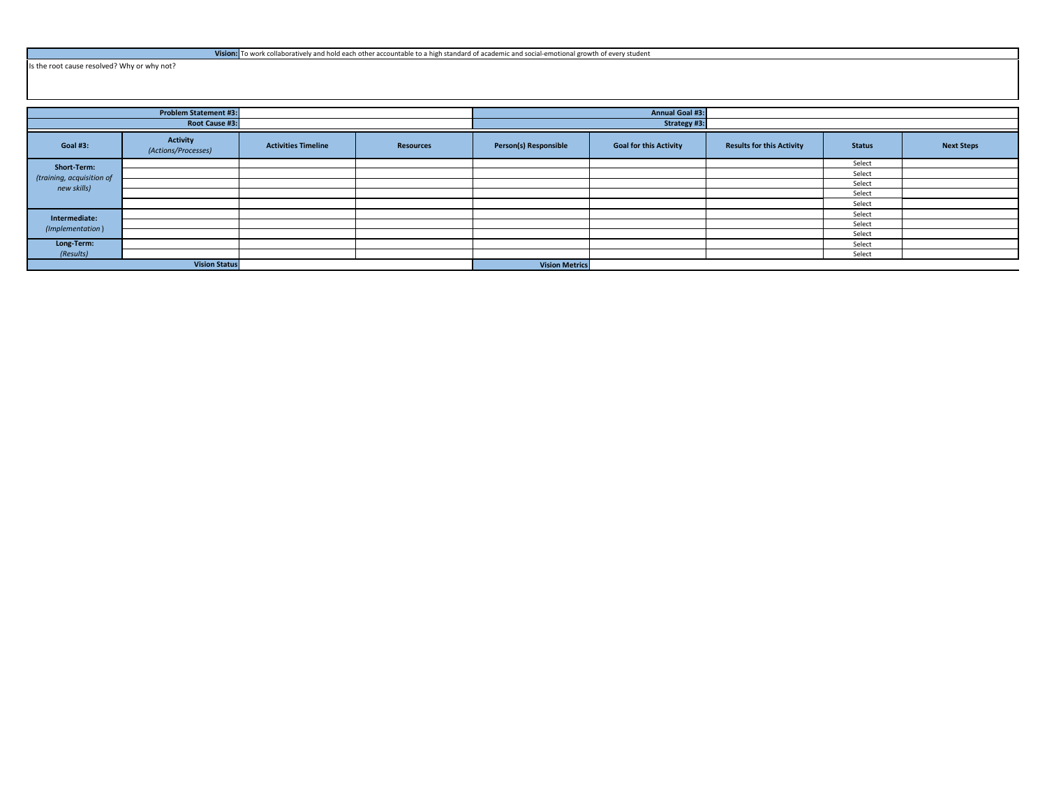**Vision:** To work collaboratively and hold each other accountable to a high standard of academic and social-emotional growth of every student

Is the root cause resolved? Why or why not?

| | | | | | | | | |
|---|---|---|---|---|---|---|---|---|
| **Problem Statement #3:** | | | | **Annual Goal #3:** | | | | |
| **Root Cause #3:** | | | | **Strategy #3:** | | | | |
| **Goal #3:** | **Activity** *(Actions/Processes)* | **Activities Timeline** | **Resources** | **Person(s) Responsible** | **Goal for this Activity** | **Results for this Activity** | **Status** | **Next Steps** |
| **Short-Term:** *(training, acquisition of new skills)* | | | | | | | Select | |
| | | | | | | | Select | |
| | | | | | | | Select | |
| | | | | | | | Select | |
| | | | | | | | Select | |
| **Intermediate:** *(Implementation)* | | | | | | | Select | |
| | | | | | | | Select | |
| | | | | | | | Select | |
| **Long-Term:** *(Results)* | | | | | | | Select | |
| | | | | | | | Select | |
| **Vision Status** | | | | **Vision Metrics** | | | | |